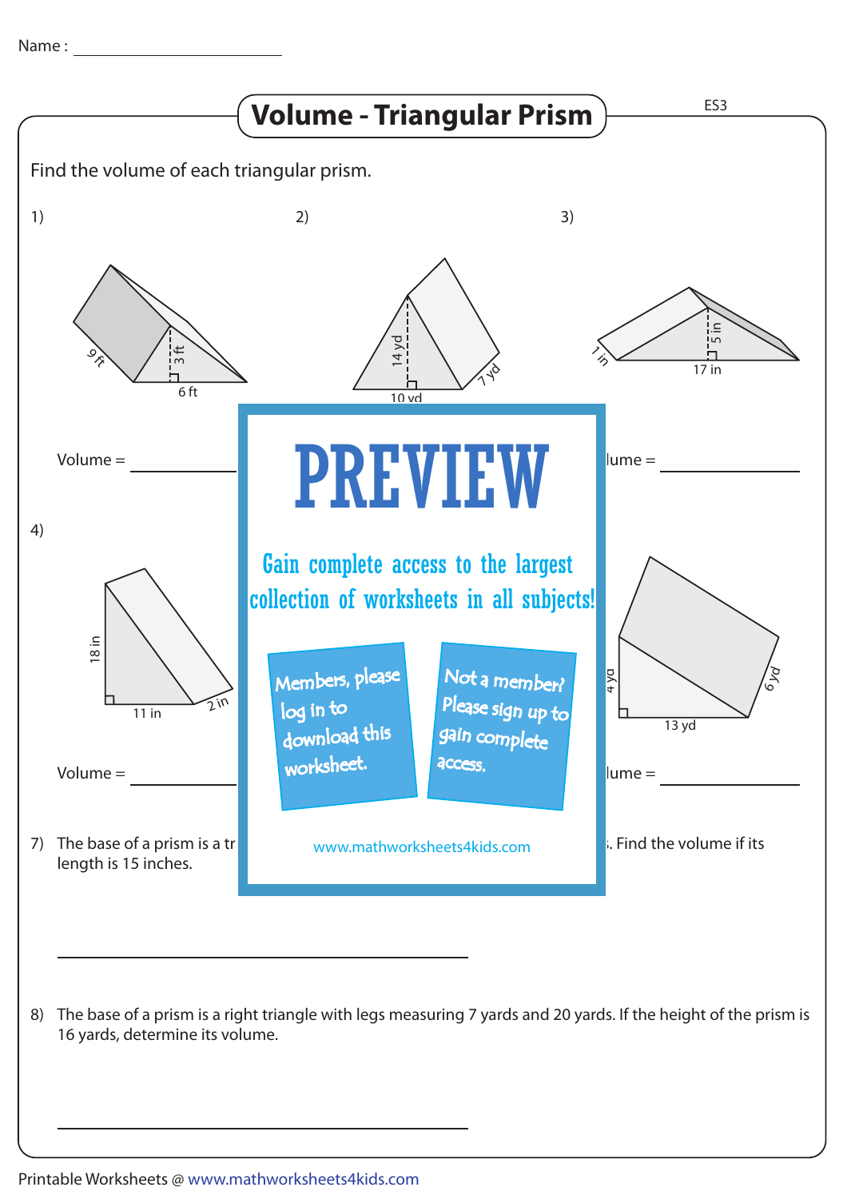Name : ________________

# Volume - Triangular Prism

ES3

Find the volume of each triangular prism.

1)

9 ft, 3 ft, 6 ft

Volume = ________

2)

14 yd, 10 yd, 7 yd

3)

1 in, 5 in, 17 in

lume = ________

4)

18 in, 11 in, 2 in

Volume = ________

4 yd, 13 yd, 6 yd

lume = ________

# PREVIEW

Gain complete access to the largest collection of worksheets in all subjects!

Members, please log in to download this worksheet.

Not a member? Please sign up to gain complete access.

www.mathworksheets4kids.com

7) The base of a prism is a tr ... . Find the volume if its length is 15 inches.

________________________

8) The base of a prism is a right triangle with legs measuring 7 yards and 20 yards. If the height of the prism is 16 yards, determine its volume.

________________________

Printable Worksheets @ www.mathworksheets4kids.com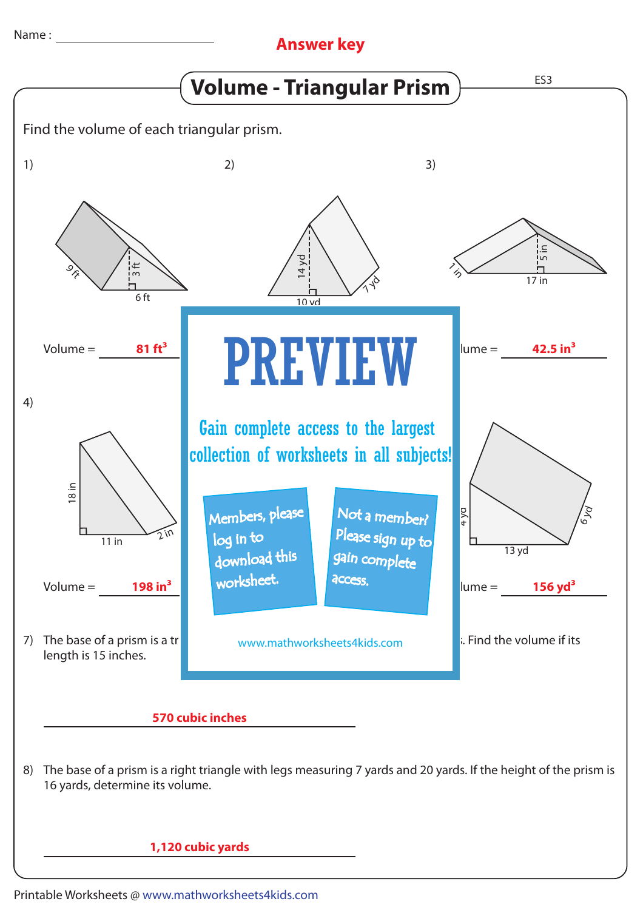Name : ____________________

**Answer key**

# Volume - Triangular Prism

ES3

Find the volume of each triangular prism.

1)

9 ft

3 ft

6 ft

Volume = **81 $ft^3$**

2)

14 yd

7 yd

10 yd

3)

1 in

5 in

17 in

lume = **42.5 $in^3$**

4)

18 in

11 in

2 in

Volume = **198 $in^3$**

4 yd

6 yd

13 yd

lume = **156 $yd^3$**

# PREVIEW

Gain complete access to the largest collection of worksheets in all subjects!

Members, please log in to download this worksheet.

Not a member? Please sign up to gain complete access.

www.mathworksheets4kids.com

7) The base of a prism is a tr . Find the volume if its length is 15 inches.

**570 cubic inches**

8) The base of a prism is a right triangle with legs measuring 7 yards and 20 yards. If the height of the prism is 16 yards, determine its volume.

**1,120 cubic yards**

Printable Worksheets @ www.mathworksheets4kids.com